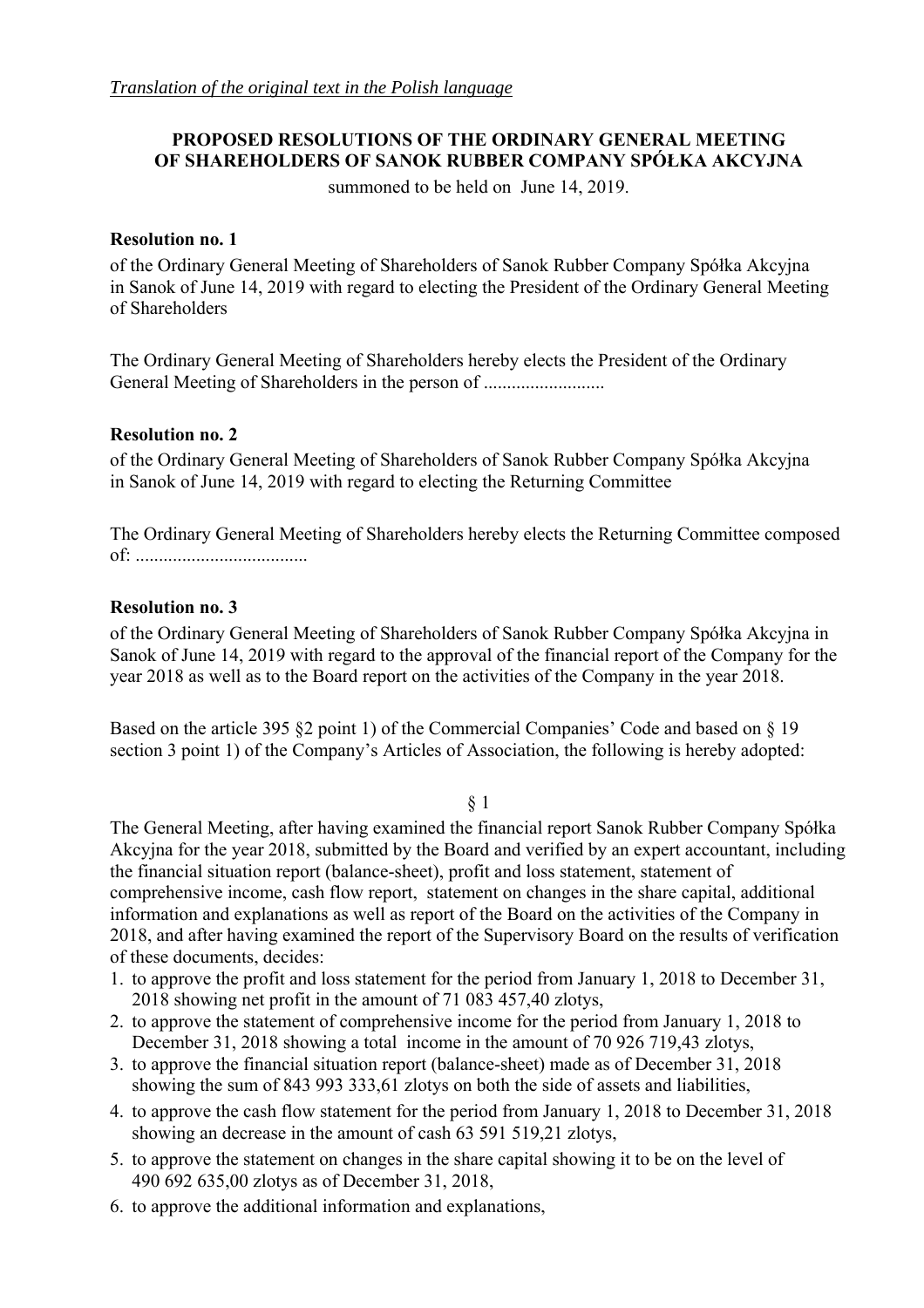*Translation of the original text in the Polish language*

**PROPOSED RESOLUTIONS OF THE ORDINARY GENERAL MEETING OF SHAREHOLDERS OF SANOK RUBBER COMPANY SPÓŁKA AKCYJNA**

summoned to be held on June 14, 2019.

**Resolution no. 1**

of the Ordinary General Meeting of Shareholders of Sanok Rubber Company Spółka Akcyjna in Sanok of June 14, 2019 with regard to electing the President of the Ordinary General Meeting of Shareholders

The Ordinary General Meeting of Shareholders hereby elects the President of the Ordinary General Meeting of Shareholders in the person of ..........................

**Resolution no. 2**

of the Ordinary General Meeting of Shareholders of Sanok Rubber Company Spółka Akcyjna in Sanok of June 14, 2019 with regard to electing the Returning Committee

The Ordinary General Meeting of Shareholders hereby elects the Returning Committee composed of: ....................................

**Resolution no. 3**

of the Ordinary General Meeting of Shareholders of Sanok Rubber Company Spółka Akcyjna in Sanok of June 14, 2019 with regard to the approval of the financial report of the Company for the year 2018 as well as to the Board report on the activities of the Company in the year 2018.

Based on the article 395 §2 point 1) of the Commercial Companies' Code and based on § 19 section 3 point 1) of the Company's Articles of Association, the following is hereby adopted:

§ 1

The General Meeting, after having examined the financial report Sanok Rubber Company Spółka Akcyjna for the year 2018, submitted by the Board and verified by an expert accountant, including the financial situation report (balance-sheet), profit and loss statement, statement of comprehensive income, cash flow report, statement on changes in the share capital, additional information and explanations as well as report of the Board on the activities of the Company in 2018, and after having examined the report of the Supervisory Board on the results of verification of these documents, decides:

1. to approve the profit and loss statement for the period from January 1, 2018 to December 31, 2018 showing net profit in the amount of 71 083 457,40 zlotys,
2. to approve the statement of comprehensive income for the period from January 1, 2018 to December 31, 2018 showing a total income in the amount of 70 926 719,43 zlotys,
3. to approve the financial situation report (balance-sheet) made as of December 31, 2018 showing the sum of 843 993 333,61 zlotys on both the side of assets and liabilities,
4. to approve the cash flow statement for the period from January 1, 2018 to December 31, 2018 showing an decrease in the amount of cash 63 591 519,21 zlotys,
5. to approve the statement on changes in the share capital showing it to be on the level of 490 692 635,00 zlotys as of December 31, 2018,
6. to approve the additional information and explanations,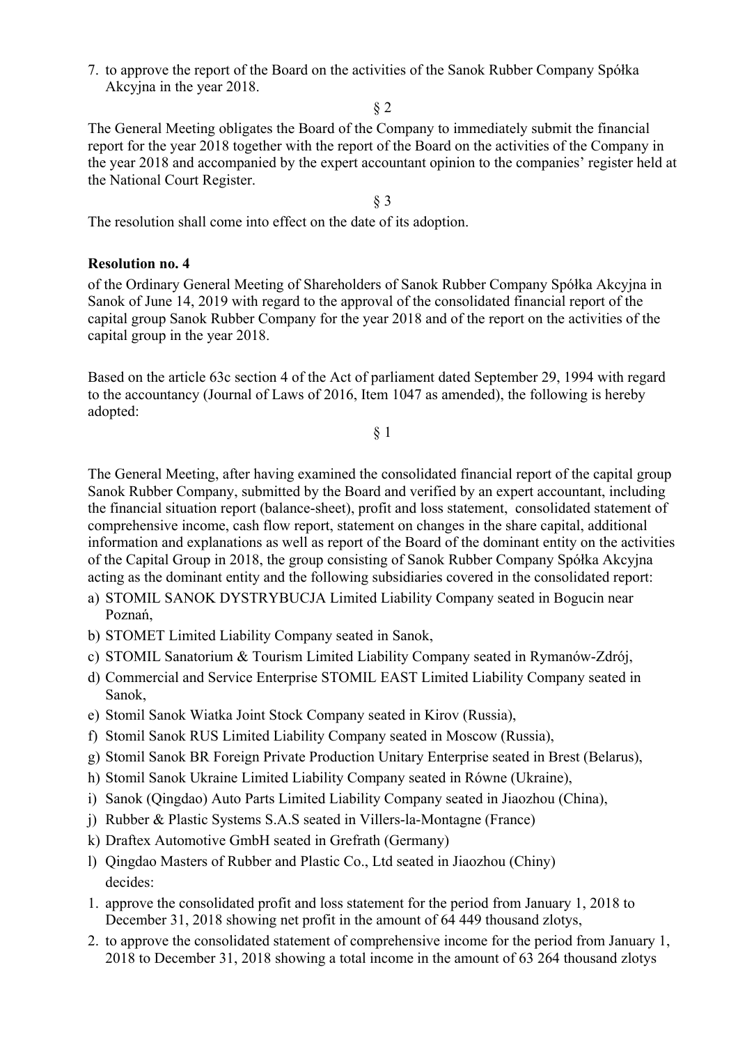7. to approve the report of the Board on the activities of the Sanok Rubber Company Spółka Akcyjna in the year 2018.

§ 2

The General Meeting obligates the Board of the Company to immediately submit the financial report for the year 2018 together with the report of the Board on the activities of the Company in the year 2018 and accompanied by the expert accountant opinion to the companies' register held at the National Court Register.

§ 3

The resolution shall come into effect on the date of its adoption.

**Resolution no. 4**

of the Ordinary General Meeting of Shareholders of Sanok Rubber Company Spółka Akcyjna in Sanok of June 14, 2019 with regard to the approval of the consolidated financial report of the capital group Sanok Rubber Company for the year 2018 and of the report on the activities of the capital group in the year 2018.

Based on the article 63c section 4 of the Act of parliament dated September 29, 1994 with regard to the accountancy (Journal of Laws of 2016, Item 1047 as amended), the following is hereby adopted:

§ 1

The General Meeting, after having examined the consolidated financial report of the capital group Sanok Rubber Company, submitted by the Board and verified by an expert accountant, including the financial situation report (balance-sheet), profit and loss statement, consolidated statement of comprehensive income, cash flow report, statement on changes in the share capital, additional information and explanations as well as report of the Board of the dominant entity on the activities of the Capital Group in 2018, the group consisting of Sanok Rubber Company Spółka Akcyjna acting as the dominant entity and the following subsidiaries covered in the consolidated report:

a) STOMIL SANOK DYSTRYBUCJA Limited Liability Company seated in Bogucin near Poznań,
b) STOMET Limited Liability Company seated in Sanok,
c) STOMIL Sanatorium & Tourism Limited Liability Company seated in Rymanów-Zdrój,
d) Commercial and Service Enterprise STOMIL EAST Limited Liability Company seated in Sanok,
e) Stomil Sanok Wiatka Joint Stock Company seated in Kirov (Russia),
f) Stomil Sanok RUS Limited Liability Company seated in Moscow (Russia),
g) Stomil Sanok BR Foreign Private Production Unitary Enterprise seated in Brest (Belarus),
h) Stomil Sanok Ukraine Limited Liability Company seated in Równe (Ukraine),
i) Sanok (Qingdao) Auto Parts Limited Liability Company seated in Jiaozhou (China),
j) Rubber & Plastic Systems S.A.S seated in Villers-la-Montagne (France)
k) Draftex Automotive GmbH seated in Grefrath (Germany)
l) Qingdao Masters of Rubber and Plastic Co., Ltd seated in Jiaozhou (Chiny)

decides:

1. approve the consolidated profit and loss statement for the period from January 1, 2018 to December 31, 2018 showing net profit in the amount of 64 449 thousand zlotys,
2. to approve the consolidated statement of comprehensive income for the period from January 1, 2018 to December 31, 2018 showing a total income in the amount of 63 264 thousand zlotys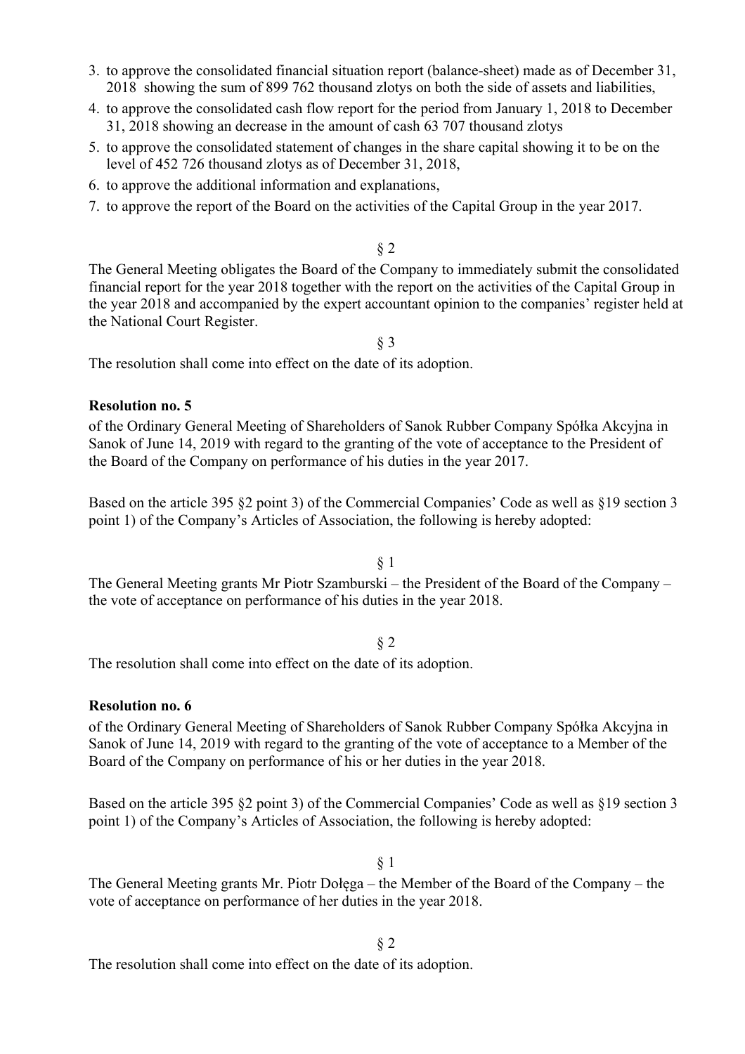3. to approve the consolidated financial situation report (balance-sheet) made as of December 31, 2018 showing the sum of 899 762 thousand zlotys on both the side of assets and liabilities,
4. to approve the consolidated cash flow report for the period from January 1, 2018 to December 31, 2018 showing an decrease in the amount of cash 63 707 thousand zlotys
5. to approve the consolidated statement of changes in the share capital showing it to be on the level of 452 726 thousand zlotys as of December 31, 2018,
6. to approve the additional information and explanations,
7. to approve the report of the Board on the activities of the Capital Group in the year 2017.

§ 2

The General Meeting obligates the Board of the Company to immediately submit the consolidated financial report for the year 2018 together with the report on the activities of the Capital Group in the year 2018 and accompanied by the expert accountant opinion to the companies' register held at the National Court Register.

§ 3

The resolution shall come into effect on the date of its adoption.

**Resolution no. 5**

of the Ordinary General Meeting of Shareholders of Sanok Rubber Company Spółka Akcyjna in Sanok of June 14, 2019 with regard to the granting of the vote of acceptance to the President of the Board of the Company on performance of his duties in the year 2017.

Based on the article 395 §2 point 3) of the Commercial Companies' Code as well as §19 section 3 point 1) of the Company's Articles of Association, the following is hereby adopted:

§ 1

The General Meeting grants Mr Piotr Szamburski – the President of the Board of the Company – the vote of acceptance on performance of his duties in the year 2018.

§ 2

The resolution shall come into effect on the date of its adoption.

**Resolution no. 6**

of the Ordinary General Meeting of Shareholders of Sanok Rubber Company Spółka Akcyjna in Sanok of June 14, 2019 with regard to the granting of the vote of acceptance to a Member of the Board of the Company on performance of his or her duties in the year 2018.

Based on the article 395 §2 point 3) of the Commercial Companies' Code as well as §19 section 3 point 1) of the Company's Articles of Association, the following is hereby adopted:

§ 1

The General Meeting grants Mr. Piotr Dołęga – the Member of the Board of the Company – the vote of acceptance on performance of her duties in the year 2018.

§ 2

The resolution shall come into effect on the date of its adoption.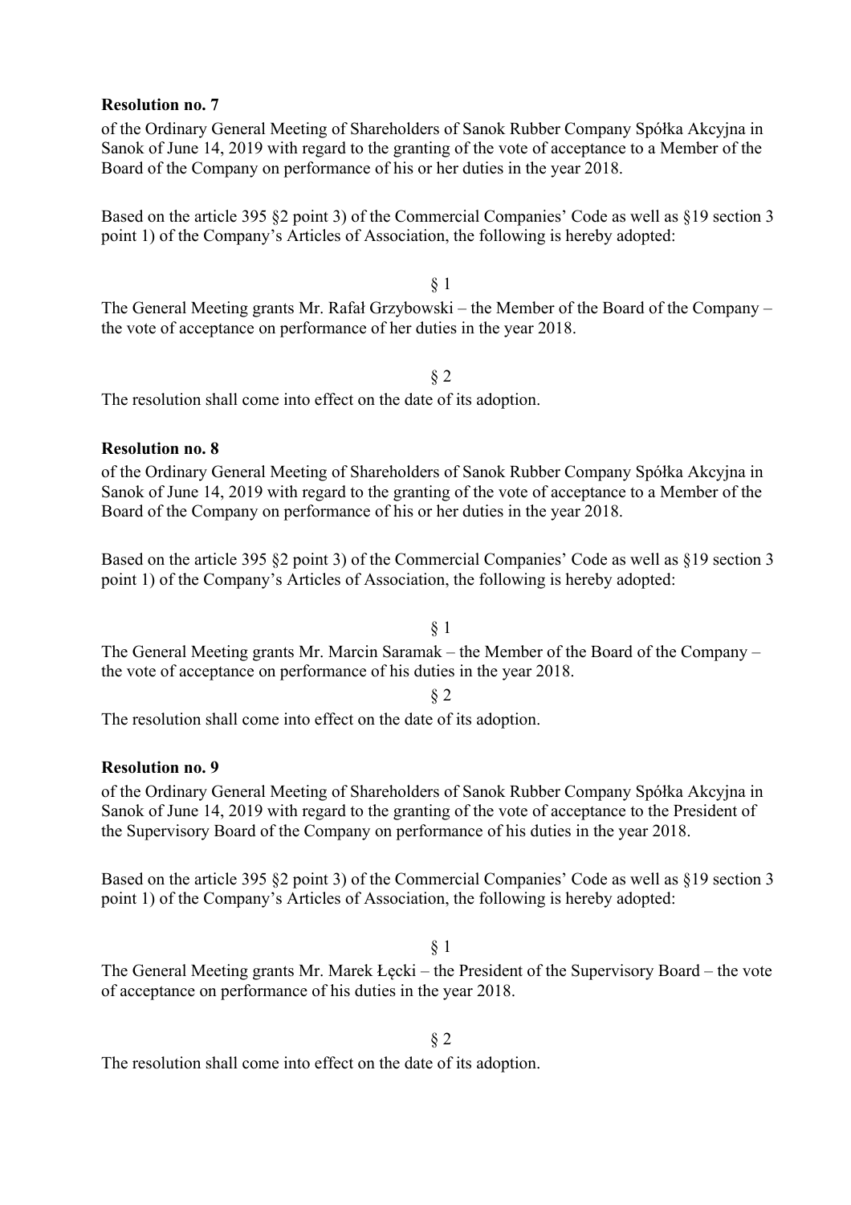**Resolution no. 7**

of the Ordinary General Meeting of Shareholders of Sanok Rubber Company Spółka Akcyjna in Sanok of June 14, 2019 with regard to the granting of the vote of acceptance to a Member of the Board of the Company on performance of his or her duties in the year 2018.

Based on the article 395 §2 point 3) of the Commercial Companies' Code as well as §19 section 3 point 1) of the Company's Articles of Association, the following is hereby adopted:

§ 1

The General Meeting grants Mr. Rafał Grzybowski – the Member of the Board of the Company – the vote of acceptance on performance of her duties in the year 2018.

§ 2

The resolution shall come into effect on the date of its adoption.

**Resolution no. 8**

of the Ordinary General Meeting of Shareholders of Sanok Rubber Company Spółka Akcyjna in Sanok of June 14, 2019 with regard to the granting of the vote of acceptance to a Member of the Board of the Company on performance of his or her duties in the year 2018.

Based on the article 395 §2 point 3) of the Commercial Companies' Code as well as §19 section 3 point 1) of the Company's Articles of Association, the following is hereby adopted:

§ 1

The General Meeting grants Mr. Marcin Saramak – the Member of the Board of the Company – the vote of acceptance on performance of his duties in the year 2018.

§ 2

The resolution shall come into effect on the date of its adoption.

**Resolution no. 9**

of the Ordinary General Meeting of Shareholders of Sanok Rubber Company Spółka Akcyjna in Sanok of June 14, 2019 with regard to the granting of the vote of acceptance to the President of the Supervisory Board of the Company on performance of his duties in the year 2018.

Based on the article 395 §2 point 3) of the Commercial Companies' Code as well as §19 section 3 point 1) of the Company's Articles of Association, the following is hereby adopted:

§ 1

The General Meeting grants Mr. Marek Łęcki – the President of the Supervisory Board – the vote of acceptance on performance of his duties in the year 2018.

§ 2

The resolution shall come into effect on the date of its adoption.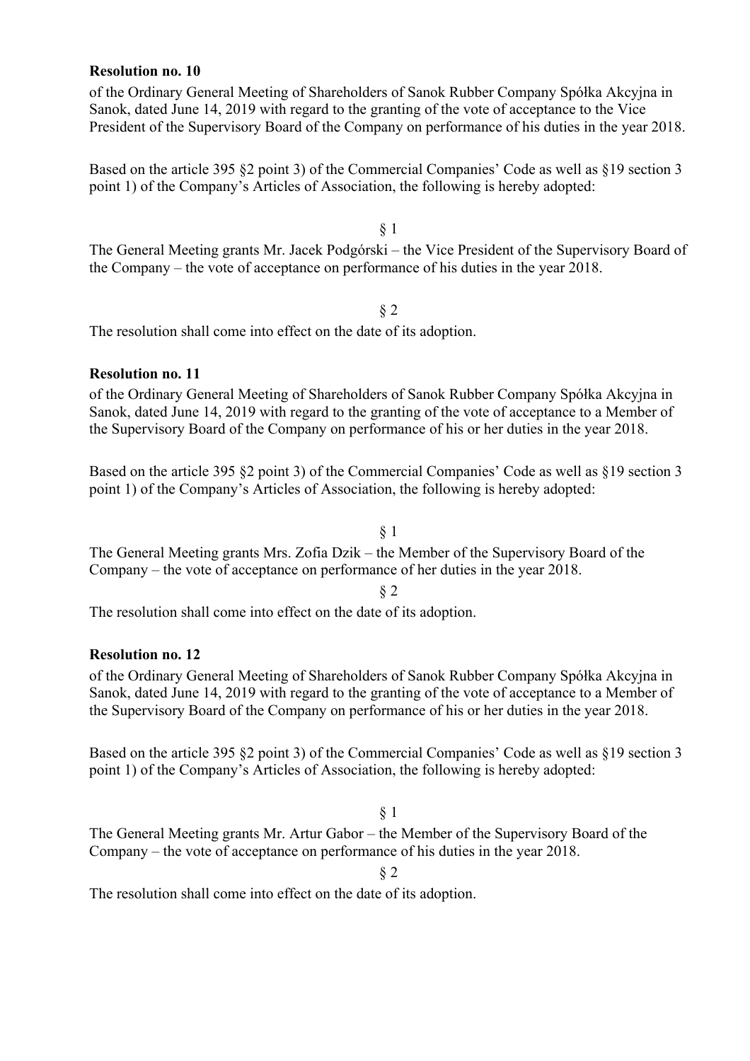**Resolution no. 10**

of the Ordinary General Meeting of Shareholders of Sanok Rubber Company Spółka Akcyjna in Sanok, dated June 14, 2019 with regard to the granting of the vote of acceptance to the Vice President of the Supervisory Board of the Company on performance of his duties in the year 2018.

Based on the article 395 §2 point 3) of the Commercial Companies' Code as well as §19 section 3 point 1) of the Company's Articles of Association, the following is hereby adopted:

§ 1

The General Meeting grants Mr. Jacek Podgórski – the Vice President of the Supervisory Board of the Company – the vote of acceptance on performance of his duties in the year 2018.

§ 2

The resolution shall come into effect on the date of its adoption.

**Resolution no. 11**

of the Ordinary General Meeting of Shareholders of Sanok Rubber Company Spółka Akcyjna in Sanok, dated June 14, 2019 with regard to the granting of the vote of acceptance to a Member of the Supervisory Board of the Company on performance of his or her duties in the year 2018.

Based on the article 395 §2 point 3) of the Commercial Companies' Code as well as §19 section 3 point 1) of the Company's Articles of Association, the following is hereby adopted:

§ 1

The General Meeting grants Mrs. Zofia Dzik – the Member of the Supervisory Board of the Company – the vote of acceptance on performance of her duties in the year 2018.

§ 2

The resolution shall come into effect on the date of its adoption.

**Resolution no. 12**

of the Ordinary General Meeting of Shareholders of Sanok Rubber Company Spółka Akcyjna in Sanok, dated June 14, 2019 with regard to the granting of the vote of acceptance to a Member of the Supervisory Board of the Company on performance of his or her duties in the year 2018.

Based on the article 395 §2 point 3) of the Commercial Companies' Code as well as §19 section 3 point 1) of the Company's Articles of Association, the following is hereby adopted:

§ 1

The General Meeting grants Mr. Artur Gabor – the Member of the Supervisory Board of the Company – the vote of acceptance on performance of his duties in the year 2018.

§ 2

The resolution shall come into effect on the date of its adoption.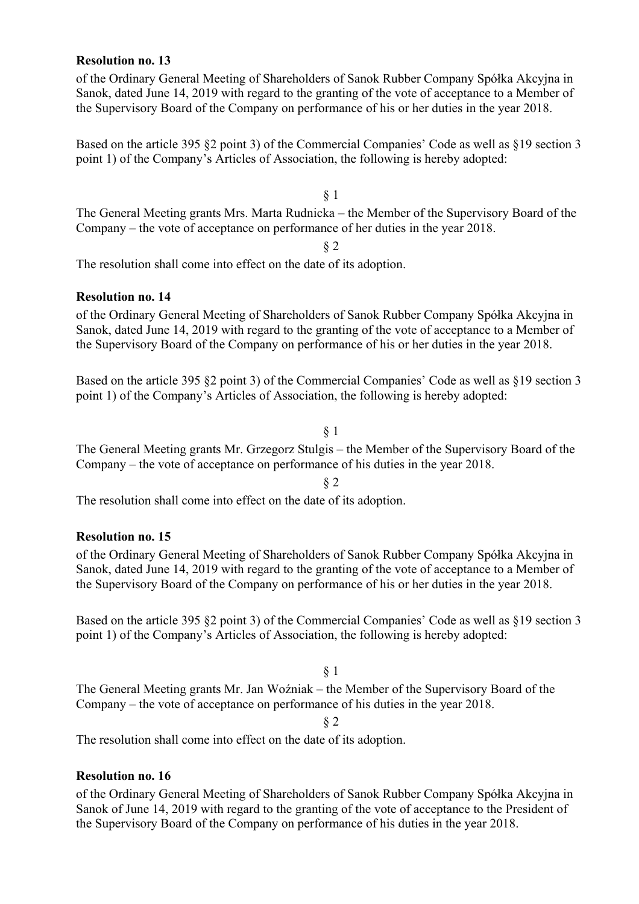**Resolution no. 13**

of the Ordinary General Meeting of Shareholders of Sanok Rubber Company Spółka Akcyjna in Sanok, dated June 14, 2019 with regard to the granting of the vote of acceptance to a Member of the Supervisory Board of the Company on performance of his or her duties in the year 2018.

Based on the article 395 §2 point 3) of the Commercial Companies' Code as well as §19 section 3 point 1) of the Company's Articles of Association, the following is hereby adopted:

§ 1

The General Meeting grants Mrs. Marta Rudnicka – the Member of the Supervisory Board of the Company – the vote of acceptance on performance of her duties in the year 2018.

§ 2

The resolution shall come into effect on the date of its adoption.

**Resolution no. 14**

of the Ordinary General Meeting of Shareholders of Sanok Rubber Company Spółka Akcyjna in Sanok, dated June 14, 2019 with regard to the granting of the vote of acceptance to a Member of the Supervisory Board of the Company on performance of his or her duties in the year 2018.

Based on the article 395 §2 point 3) of the Commercial Companies' Code as well as §19 section 3 point 1) of the Company's Articles of Association, the following is hereby adopted:

§ 1

The General Meeting grants Mr. Grzegorz Stulgis – the Member of the Supervisory Board of the Company – the vote of acceptance on performance of his duties in the year 2018.

§ 2

The resolution shall come into effect on the date of its adoption.

**Resolution no. 15**

of the Ordinary General Meeting of Shareholders of Sanok Rubber Company Spółka Akcyjna in Sanok, dated June 14, 2019 with regard to the granting of the vote of acceptance to a Member of the Supervisory Board of the Company on performance of his or her duties in the year 2018.

Based on the article 395 §2 point 3) of the Commercial Companies' Code as well as §19 section 3 point 1) of the Company's Articles of Association, the following is hereby adopted:

§ 1

The General Meeting grants Mr. Jan Woźniak – the Member of the Supervisory Board of the Company – the vote of acceptance on performance of his duties in the year 2018.

§ 2

The resolution shall come into effect on the date of its adoption.

**Resolution no. 16**

of the Ordinary General Meeting of Shareholders of Sanok Rubber Company Spółka Akcyjna in Sanok of June 14, 2019 with regard to the granting of the vote of acceptance to the President of the Supervisory Board of the Company on performance of his duties in the year 2018.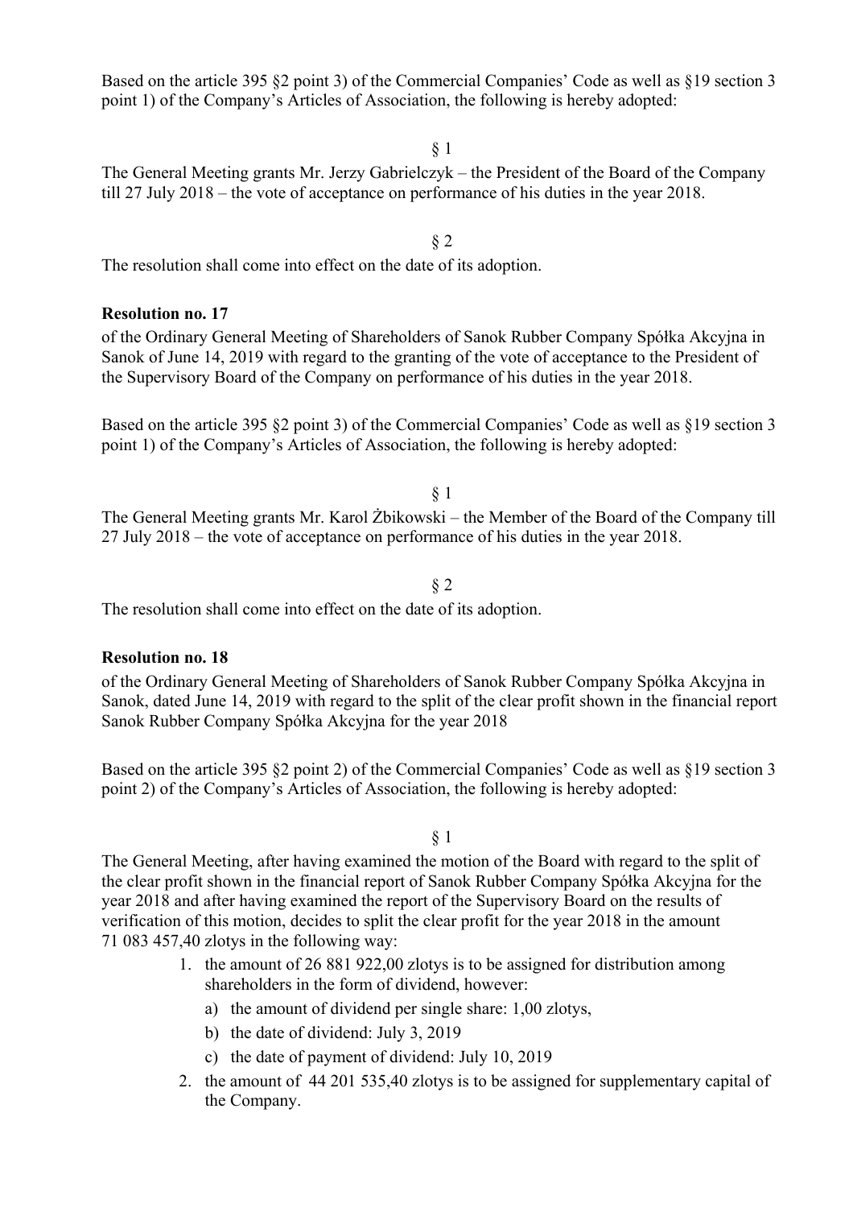Based on the article 395 §2 point 3) of the Commercial Companies' Code as well as §19 section 3 point 1) of the Company's Articles of Association, the following is hereby adopted:

§ 1

The General Meeting grants Mr. Jerzy Gabrielczyk – the President of the Board of the Company till 27 July 2018 – the vote of acceptance on performance of his duties in the year 2018.

§ 2

The resolution shall come into effect on the date of its adoption.

**Resolution no. 17**

of the Ordinary General Meeting of Shareholders of Sanok Rubber Company Spółka Akcyjna in Sanok of June 14, 2019 with regard to the granting of the vote of acceptance to the President of the Supervisory Board of the Company on performance of his duties in the year 2018.

Based on the article 395 §2 point 3) of the Commercial Companies' Code as well as §19 section 3 point 1) of the Company's Articles of Association, the following is hereby adopted:

§ 1

The General Meeting grants Mr. Karol Żbikowski – the Member of the Board of the Company till 27 July 2018 – the vote of acceptance on performance of his duties in the year 2018.

§ 2

The resolution shall come into effect on the date of its adoption.

**Resolution no. 18**

of the Ordinary General Meeting of Shareholders of Sanok Rubber Company Spółka Akcyjna in Sanok, dated June 14, 2019 with regard to the split of the clear profit shown in the financial report Sanok Rubber Company Spółka Akcyjna for the year 2018

Based on the article 395 §2 point 2) of the Commercial Companies' Code as well as §19 section 3 point 2) of the Company's Articles of Association, the following is hereby adopted:

§ 1

The General Meeting, after having examined the motion of the Board with regard to the split of the clear profit shown in the financial report of Sanok Rubber Company Spółka Akcyjna for the year 2018 and after having examined the report of the Supervisory Board on the results of verification of this motion, decides to split the clear profit for the year 2018 in the amount 71 083 457,40 zlotys in the following way:

1. the amount of 26 881 922,00 zlotys is to be assigned for distribution among shareholders in the form of dividend, however:
   a) the amount of dividend per single share: 1,00 zlotys,
   b) the date of dividend: July 3, 2019
   c) the date of payment of dividend: July 10, 2019
2. the amount of 44 201 535,40 zlotys is to be assigned for supplementary capital of the Company.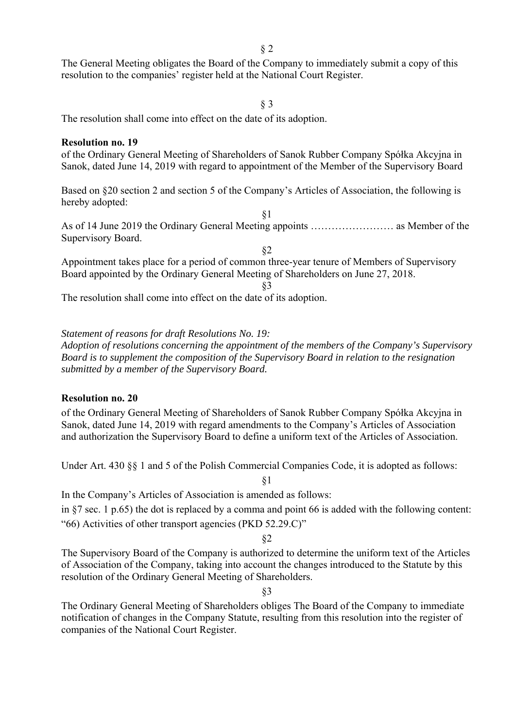§ 2

The General Meeting obligates the Board of the Company to immediately submit a copy of this resolution to the companies' register held at the National Court Register.

§ 3

The resolution shall come into effect on the date of its adoption.

**Resolution no. 19**

of the Ordinary General Meeting of Shareholders of Sanok Rubber Company Spółka Akcyjna in Sanok, dated June 14, 2019 with regard to appointment of the Member of the Supervisory Board

Based on §20 section 2 and section 5 of the Company's Articles of Association, the following is hereby adopted:

§1

As of 14 June 2019 the Ordinary General Meeting appoints …………………… as Member of the Supervisory Board.

§2

Appointment takes place for a period of common three-year tenure of Members of Supervisory Board appointed by the Ordinary General Meeting of Shareholders on June 27, 2018.

§3

The resolution shall come into effect on the date of its adoption.

*Statement of reasons for draft Resolutions No. 19:*
*Adoption of resolutions concerning the appointment of the members of the Company's Supervisory Board is to supplement the composition of the Supervisory Board in relation to the resignation submitted by a member of the Supervisory Board.*

**Resolution no. 20**

of the Ordinary General Meeting of Shareholders of Sanok Rubber Company Spółka Akcyjna in Sanok, dated June 14, 2019 with regard amendments to the Company's Articles of Association and authorization the Supervisory Board to define a uniform text of the Articles of Association.

Under Art. 430 §§ 1 and 5 of the Polish Commercial Companies Code, it is adopted as follows:

§1

In the Company's Articles of Association is amended as follows:

in §7 sec. 1 p.65) the dot is replaced by a comma and point 66 is added with the following content:

"66) Activities of other transport agencies (PKD 52.29.C)"

§2

The Supervisory Board of the Company is authorized to determine the uniform text of the Articles of Association of the Company, taking into account the changes introduced to the Statute by this resolution of the Ordinary General Meeting of Shareholders.

§3

The Ordinary General Meeting of Shareholders obliges The Board of the Company to immediate notification of changes in the Company Statute, resulting from this resolution into the register of companies of the National Court Register.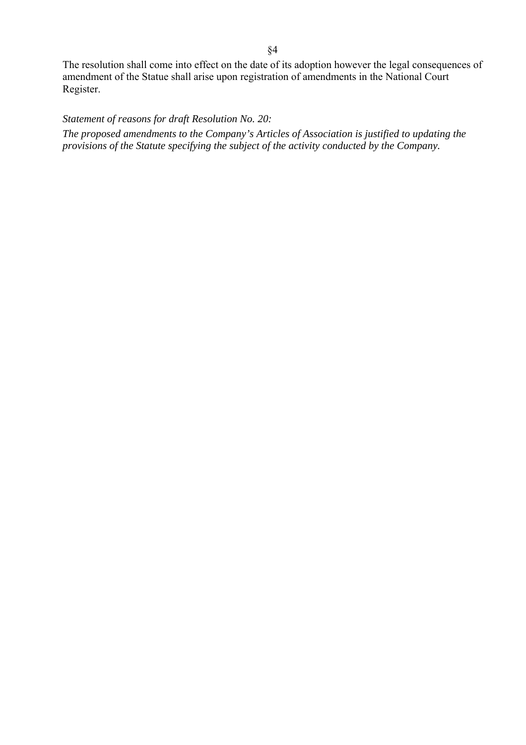§4

The resolution shall come into effect on the date of its adoption however the legal consequences of amendment of the Statue shall arise upon registration of amendments in the National Court Register.

*Statement of reasons for draft Resolution No. 20:*

*The proposed amendments to the Company's Articles of Association is justified to updating the provisions of the Statute specifying the subject of the activity conducted by the Company.*